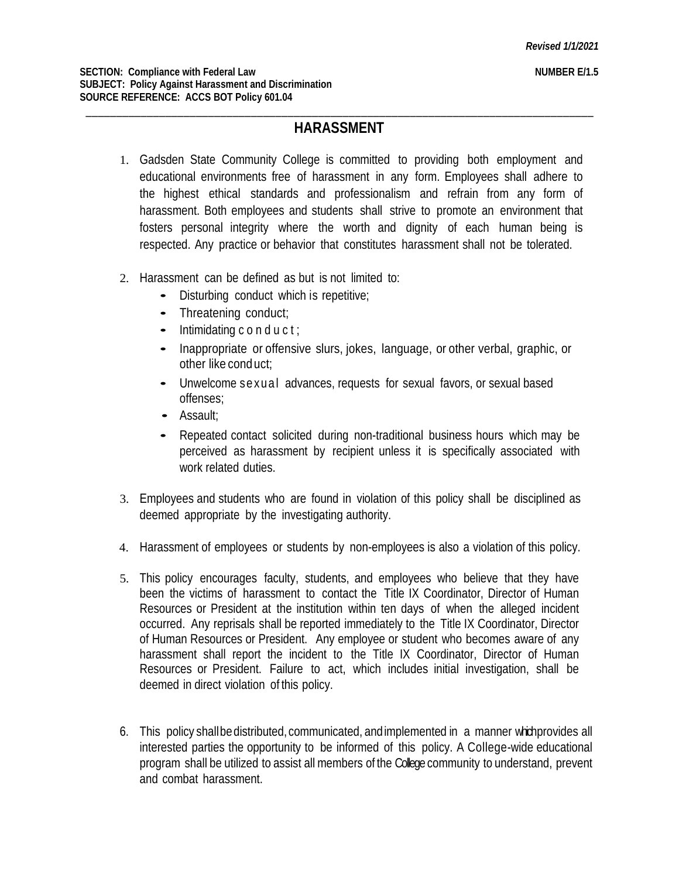***Revised 1/1/2021***

**SECTION: Compliance with Federal Law** **NUMBER E/1.5**
**SUBJECT: Policy Against Harassment and Discrimination**
**SOURCE REFERENCE: ACCS BOT Policy 601.04**

---

## HARASSMENT

1. Gadsden State Community College is committed to providing both employment and educational environments free of harassment in any form. Employees shall adhere to the highest ethical standards and professionalism and refrain from any form of harassment. Both employees and students shall strive to promote an environment that fosters personal integrity where the worth and dignity of each human being is respected. Any practice or behavior that constitutes harassment shall not be tolerated.

2. Harassment can be defined as but is not limited to:
   - Disturbing conduct which is repetitive;
   - Threatening conduct;
   - Intimidating conduct;
   - Inappropriate or offensive slurs, jokes, language, or other verbal, graphic, or other like conduct;
   - Unwelcome sexual advances, requests for sexual favors, or sexual based offenses;
   - Assault;
   - Repeated contact solicited during non-traditional business hours which may be perceived as harassment by recipient unless it is specifically associated with work related duties.

3. Employees and students who are found in violation of this policy shall be disciplined as deemed appropriate by the investigating authority.

4. Harassment of employees or students by non-employees is also a violation of this policy.

5. This policy encourages faculty, students, and employees who believe that they have been the victims of harassment to contact the Title IX Coordinator, Director of Human Resources or President at the institution within ten days of when the alleged incident occurred. Any reprisals shall be reported immediately to the Title IX Coordinator, Director of Human Resources or President. Any employee or student who becomes aware of any harassment shall report the incident to the Title IX Coordinator, Director of Human Resources or President. Failure to act, which includes initial investigation, shall be deemed in direct violation of this policy.

6. This policy shall be distributed, communicated, and implemented in a manner which provides all interested parties the opportunity to be informed of this policy. A College-wide educational program shall be utilized to assist all members of the College community to understand, prevent and combat harassment.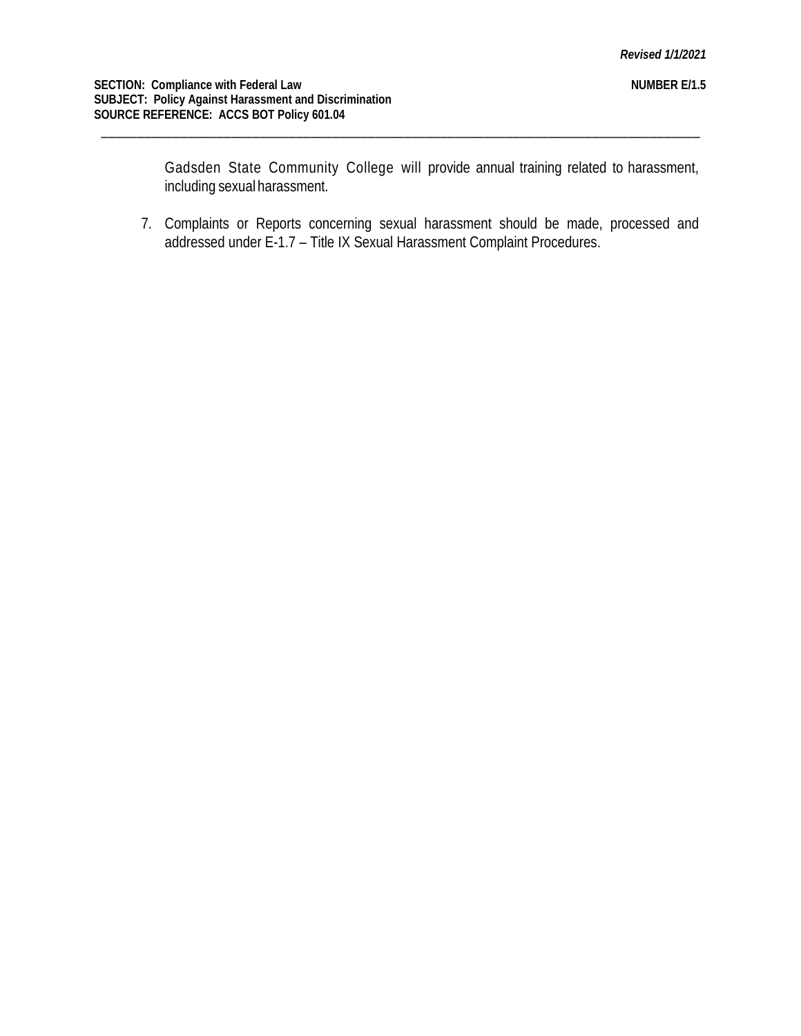Gadsden State Community College will provide annual training related to harassment, including sexual harassment.

7. Complaints or Reports concerning sexual harassment should be made, processed and addressed under E-1.7 – Title IX Sexual Harassment Complaint Procedures.